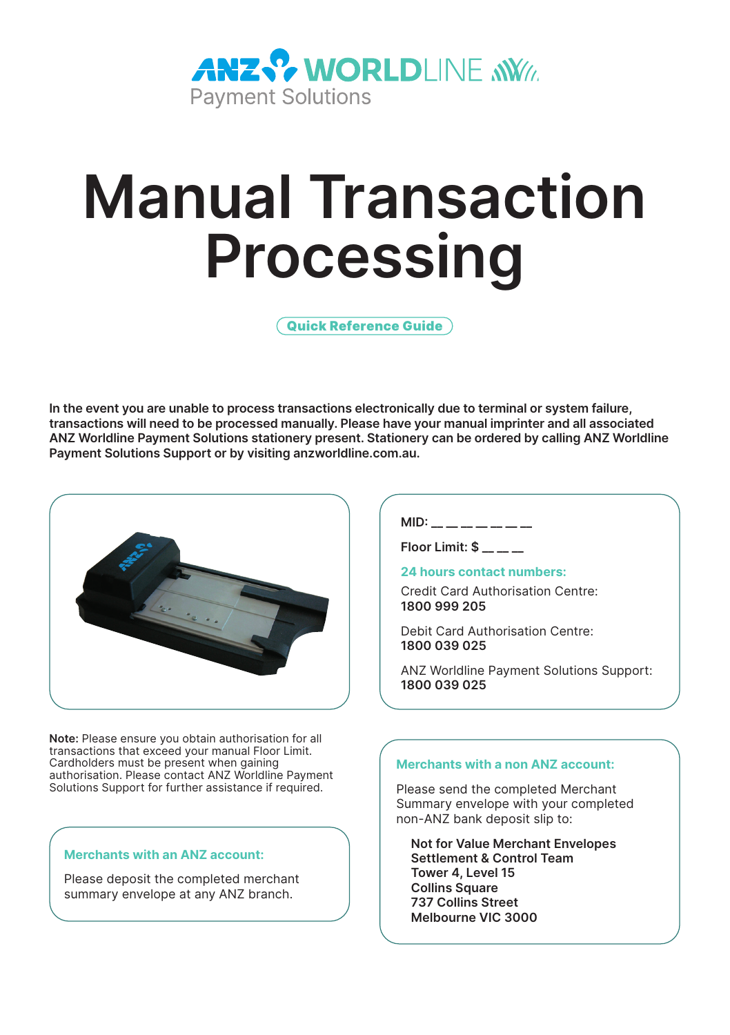ANZ WORLDLINE Payment Solutions

# Manual Transaction Processing

Quick Reference Guide

**In the event you are unable to process transactions electronically due to terminal or system failure, transactions will need to be processed manually. Please have your manual imprinter and all associated ANZ Worldline Payment Solutions stationery present. Stationery can be ordered by calling ANZ Worldline Payment Solutions Support or by visiting anzworldline.com.au.**

**Note:** Please ensure you obtain authorisation for all transactions that exceed your manual Floor Limit. Cardholders must be present when gaining authorisation. Please contact ANZ Worldline Payment Solutions Support for further assistance if required.

### Merchants with an ANZ account:

Please deposit the completed merchant summary envelope at any ANZ branch.

**MID:** __ __ __ __ __ __ __

**Floor Limit: $** __ __ __

### 24 hours contact numbers:

Credit Card Authorisation Centre:
**1800 999 205**

Debit Card Authorisation Centre:
**1800 039 025**

ANZ Worldline Payment Solutions Support:
**1800 039 025**

### Merchants with a non ANZ account:

Please send the completed Merchant Summary envelope with your completed non-ANZ bank deposit slip to:

**Not for Value Merchant Envelopes**
**Settlement & Control Team**
**Tower 4, Level 15**
**Collins Square**
**737 Collins Street**
**Melbourne VIC 3000**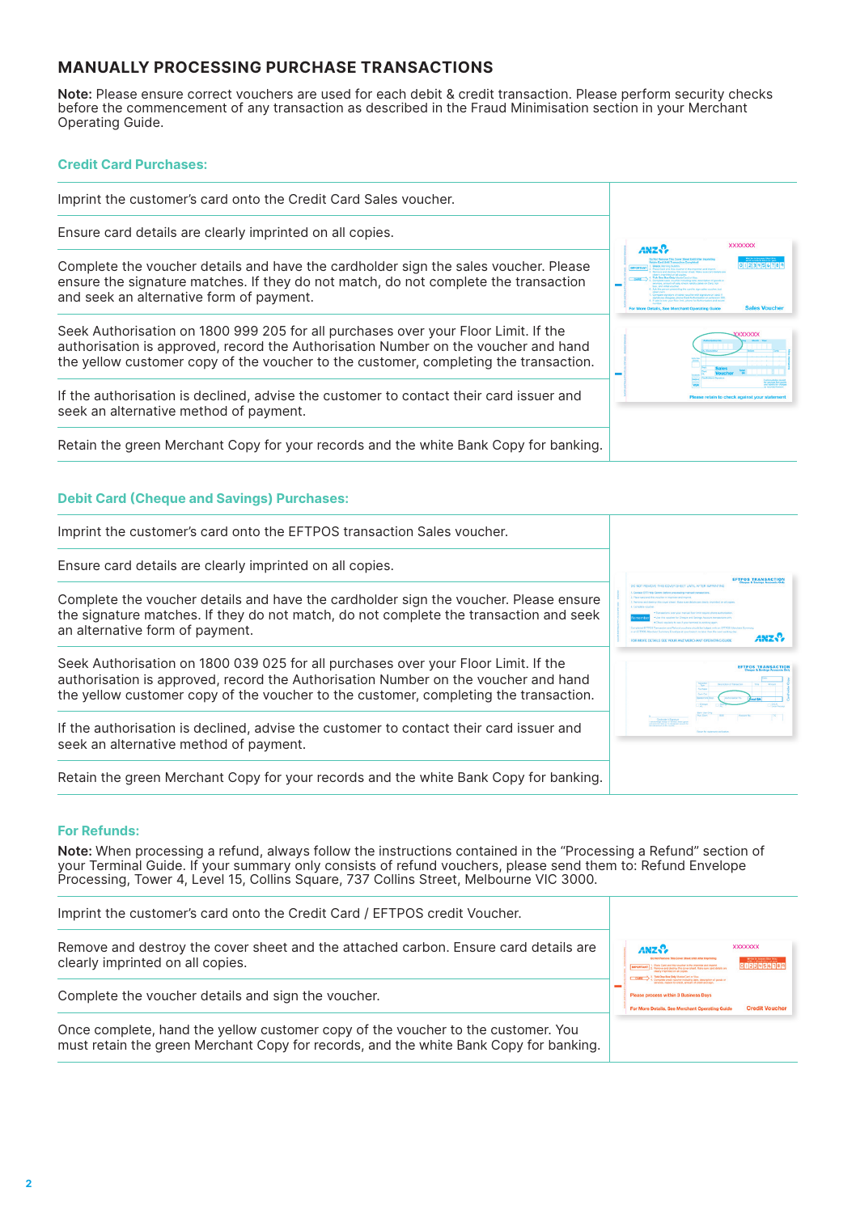## MANUALLY PROCESSING PURCHASE TRANSACTIONS

**Note:** Please ensure correct vouchers are used for each debit & credit transaction. Please perform security checks before the commencement of any transaction as described in the Fraud Minimisation section in your Merchant Operating Guide.

### Credit Card Purchases:

- Imprint the customer's card onto the Credit Card Sales voucher.
- Ensure card details are clearly imprinted on all copies.
- Complete the voucher details and have the cardholder sign the sales voucher. Please ensure the signature matches. If they do not match, do not complete the transaction and seek an alternative form of payment.
- Seek Authorisation on 1800 999 205 for all purchases over your Floor Limit. If the authorisation is approved, record the Authorisation Number on the voucher and hand the yellow customer copy of the voucher to the customer, completing the transaction.
- If the authorisation is declined, advise the customer to contact their card issuer and seek an alternative method of payment.
- Retain the green Merchant Copy for your records and the white Bank Copy for banking.

### Debit Card (Cheque and Savings) Purchases:

- Imprint the customer's card onto the EFTPOS transaction Sales voucher.
- Ensure card details are clearly imprinted on all copies.
- Complete the voucher details and have the cardholder sign the voucher. Please ensure the signature matches. If they do not match, do not complete the transaction and seek an alternative form of payment.
- Seek Authorisation on 1800 039 025 for all purchases over your Floor Limit. If the authorisation is approved, record the Authorisation Number on the voucher and hand the yellow customer copy of the voucher to the customer, completing the transaction.
- If the authorisation is declined, advise the customer to contact their card issuer and seek an alternative method of payment.
- Retain the green Merchant Copy for your records and the white Bank Copy for banking.

### For Refunds:

**Note:** When processing a refund, always follow the instructions contained in the "Processing a Refund" section of your Terminal Guide. If your summary only consists of refund vouchers, please send them to: Refund Envelope Processing, Tower 4, Level 15, Collins Square, 737 Collins Street, Melbourne VIC 3000.

- Imprint the customer's card onto the Credit Card / EFTPOS credit Voucher.
- Remove and destroy the cover sheet and the attached carbon. Ensure card details are clearly imprinted on all copies.
- Complete the voucher details and sign the voucher.
- Once complete, hand the yellow customer copy of the voucher to the customer. You must retain the green Merchant Copy for records, and the white Bank Copy for banking.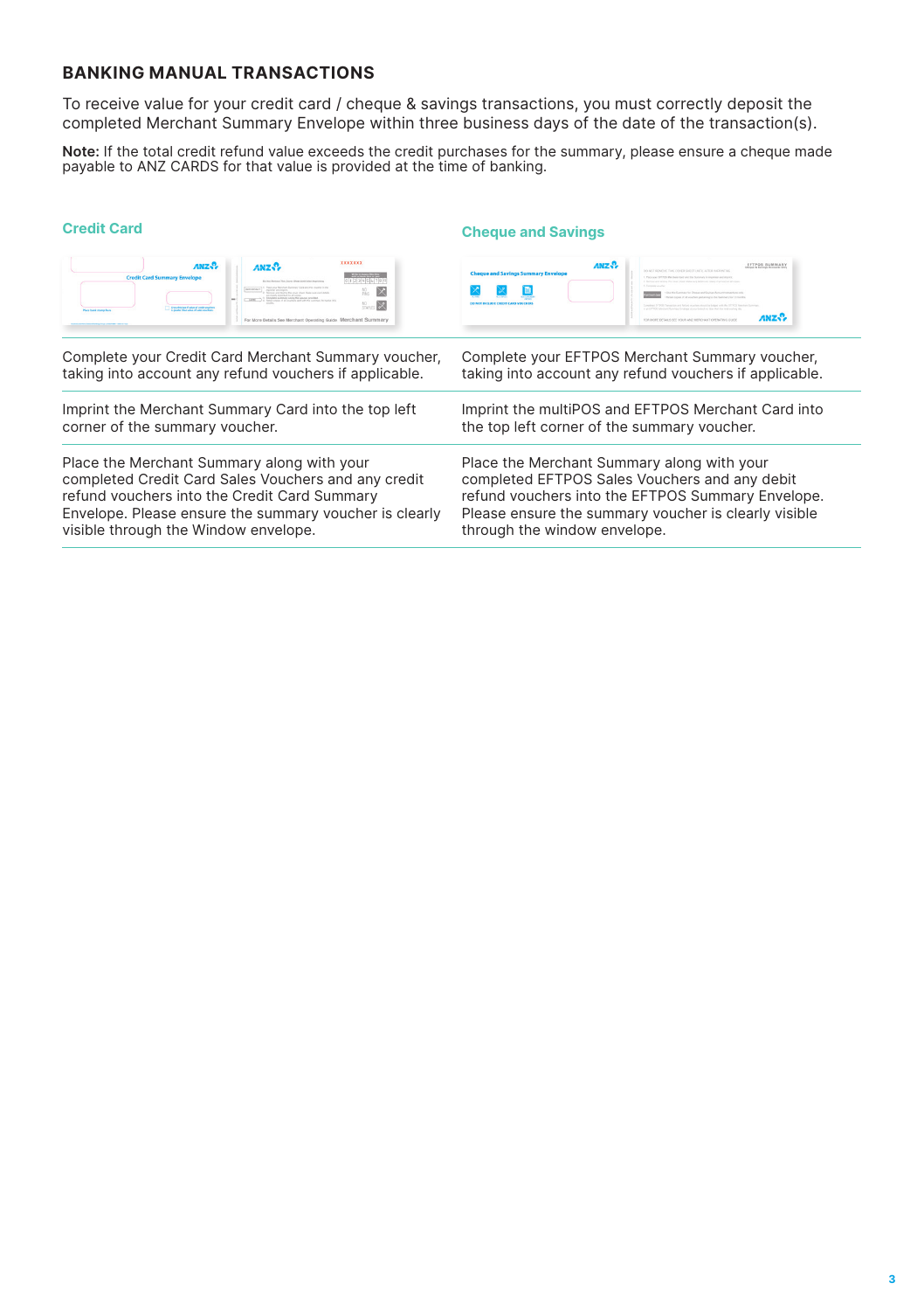## BANKING MANUAL TRANSACTIONS

To receive value for your credit card / cheque & savings transactions, you must correctly deposit the completed Merchant Summary Envelope within three business days of the date of the transaction(s).

**Note:** If the total credit refund value exceeds the credit purchases for the summary, please ensure a cheque made payable to ANZ CARDS for that value is provided at the time of banking.

| Credit Card | Cheque and Savings |
|---|---|
| Complete your Credit Card Merchant Summary voucher, taking into account any refund vouchers if applicable. | Complete your EFTPOS Merchant Summary voucher, taking into account any refund vouchers if applicable. |
| Imprint the Merchant Summary Card into the top left corner of the summary voucher. | Imprint the multiPOS and EFTPOS Merchant Card into the top left corner of the summary voucher. |
| Place the Merchant Summary along with your completed Credit Card Sales Vouchers and any credit refund vouchers into the Credit Card Summary Envelope. Please ensure the summary voucher is clearly visible through the Window envelope. | Place the Merchant Summary along with your completed EFTPOS Sales Vouchers and any debit refund vouchers into the EFTPOS Summary Envelope. Please ensure the summary voucher is clearly visible through the window envelope. |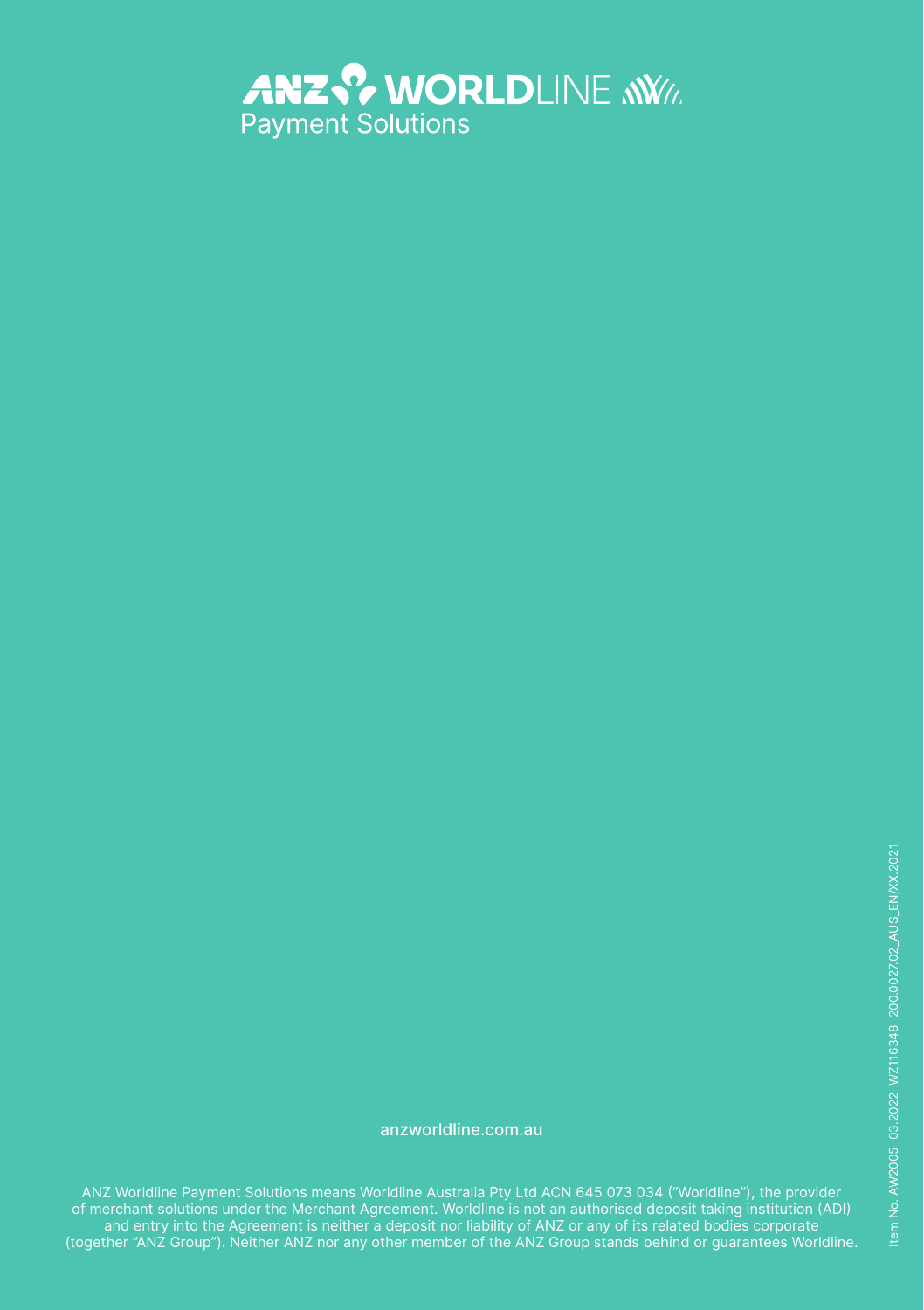ANZ WORLDLINE

Payment Solutions

anzworldline.com.au

ANZ Worldline Payment Solutions means Worldline Australia Pty Ltd ACN 645 073 034 ("Worldline"), the provider of merchant solutions under the Merchant Agreement. Worldline is not an authorised deposit taking institution (ADI) and entry into the Agreement is neither a deposit nor liability of ANZ or any of its related bodies corporate (together "ANZ Group"). Neither ANZ nor any other member of the ANZ Group stands behind or guarantees Worldline.

Item No. AW2005 03.2022 WZ116348 200.0027.02_AUS_EN/XX.2021